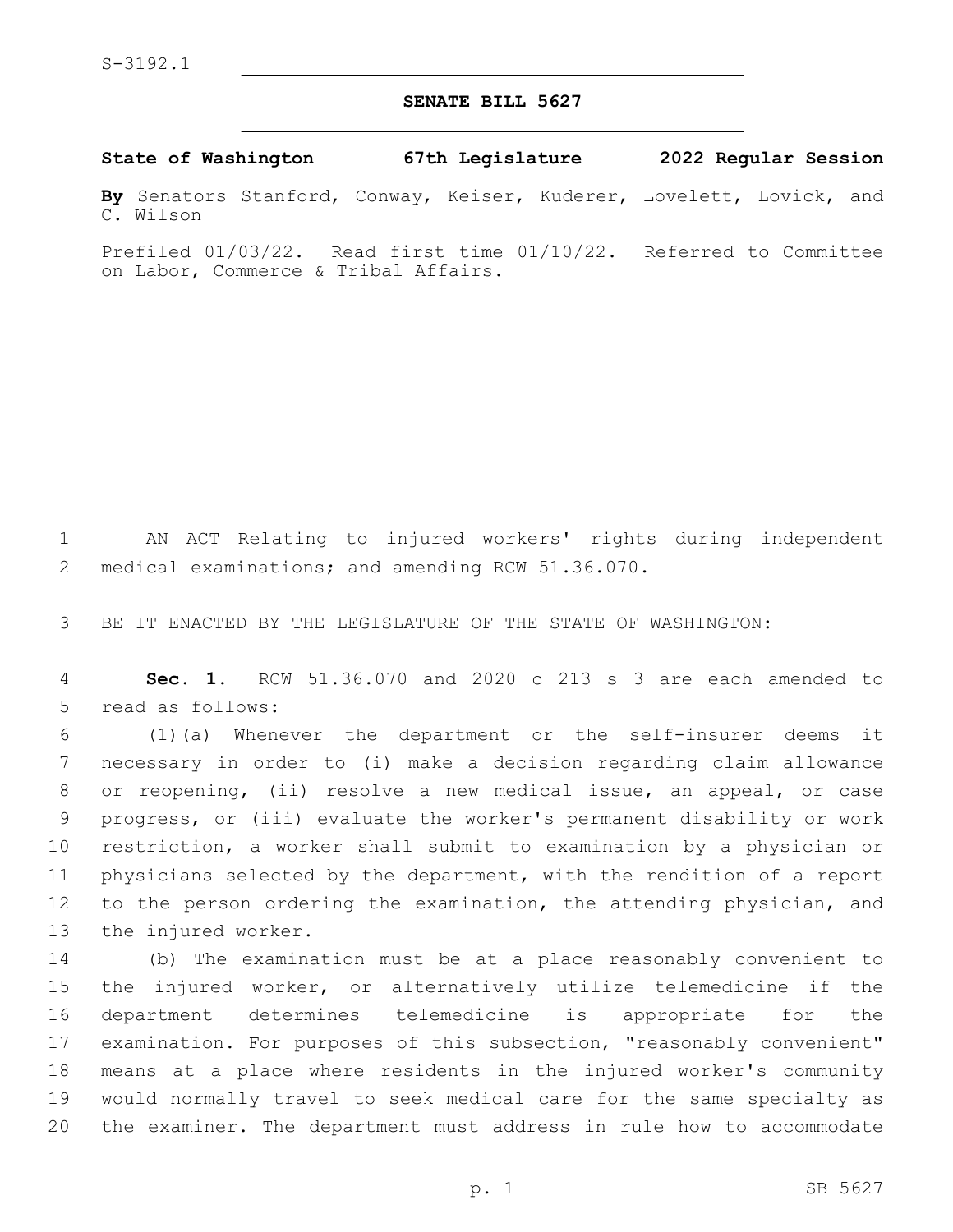S-3192.1

# SENATE BILL 5627

**State of Washington 67th Legislature 2022 Regular Session**

**By** Senators Stanford, Conway, Keiser, Kuderer, Lovelett, Lovick, and C. Wilson

Prefiled 01/03/22. Read first time 01/10/22. Referred to Committee on Labor, Commerce & Tribal Affairs.

AN ACT Relating to injured workers' rights during independent medical examinations; and amending RCW 51.36.070.

BE IT ENACTED BY THE LEGISLATURE OF THE STATE OF WASHINGTON:

**Sec. 1.** RCW 51.36.070 and 2020 c 213 s 3 are each amended to read as follows:

(1)(a) Whenever the department or the self-insurer deems it necessary in order to (i) make a decision regarding claim allowance or reopening, (ii) resolve a new medical issue, an appeal, or case progress, or (iii) evaluate the worker's permanent disability or work restriction, a worker shall submit to examination by a physician or physicians selected by the department, with the rendition of a report to the person ordering the examination, the attending physician, and the injured worker.

(b) The examination must be at a place reasonably convenient to the injured worker, or alternatively utilize telemedicine if the department determines telemedicine is appropriate for the examination. For purposes of this subsection, "reasonably convenient" means at a place where residents in the injured worker's community would normally travel to seek medical care for the same specialty as the examiner. The department must address in rule how to accommodate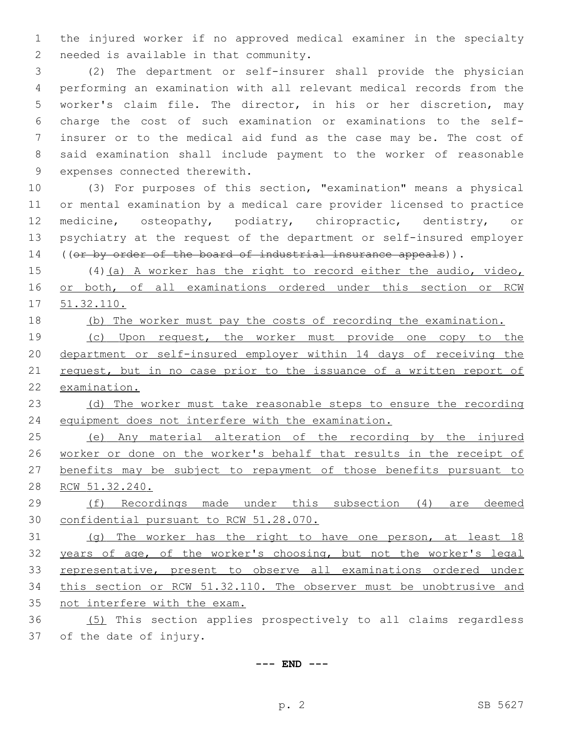the injured worker if no approved medical examiner in the specialty needed is available in that community.

(2) The department or self-insurer shall provide the physician performing an examination with all relevant medical records from the worker's claim file. The director, in his or her discretion, may charge the cost of such examination or examinations to the self-insurer or to the medical aid fund as the case may be. The cost of said examination shall include payment to the worker of reasonable expenses connected therewith.

(3) For purposes of this section, "examination" means a physical or mental examination by a medical care provider licensed to practice medicine, osteopathy, podiatry, chiropractic, dentistry, or psychiatry at the request of the department or self-insured employer ((~~or by order of the board of industrial insurance appeals~~)).

(4)<u>(a) A worker has the right to record either the audio, video, or both, of all examinations ordered under this section or RCW 51.32.110.</u>

<u>(b) The worker must pay the costs of recording the examination.</u>

<u>(c) Upon request, the worker must provide one copy to the department or self-insured employer within 14 days of receiving the request, but in no case prior to the issuance of a written report of examination.</u>

<u>(d) The worker must take reasonable steps to ensure the recording equipment does not interfere with the examination.</u>

<u>(e) Any material alteration of the recording by the injured worker or done on the worker's behalf that results in the receipt of benefits may be subject to repayment of those benefits pursuant to RCW 51.32.240.</u>

<u>(f) Recordings made under this subsection (4) are deemed confidential pursuant to RCW 51.28.070.</u>

<u>(g) The worker has the right to have one person, at least 18 years of age, of the worker's choosing, but not the worker's legal representative, present to observe all examinations ordered under this section or RCW 51.32.110. The observer must be unobtrusive and not interfere with the exam.</u>

<u>(5)</u> This section applies prospectively to all claims regardless of the date of injury.

**--- END ---**